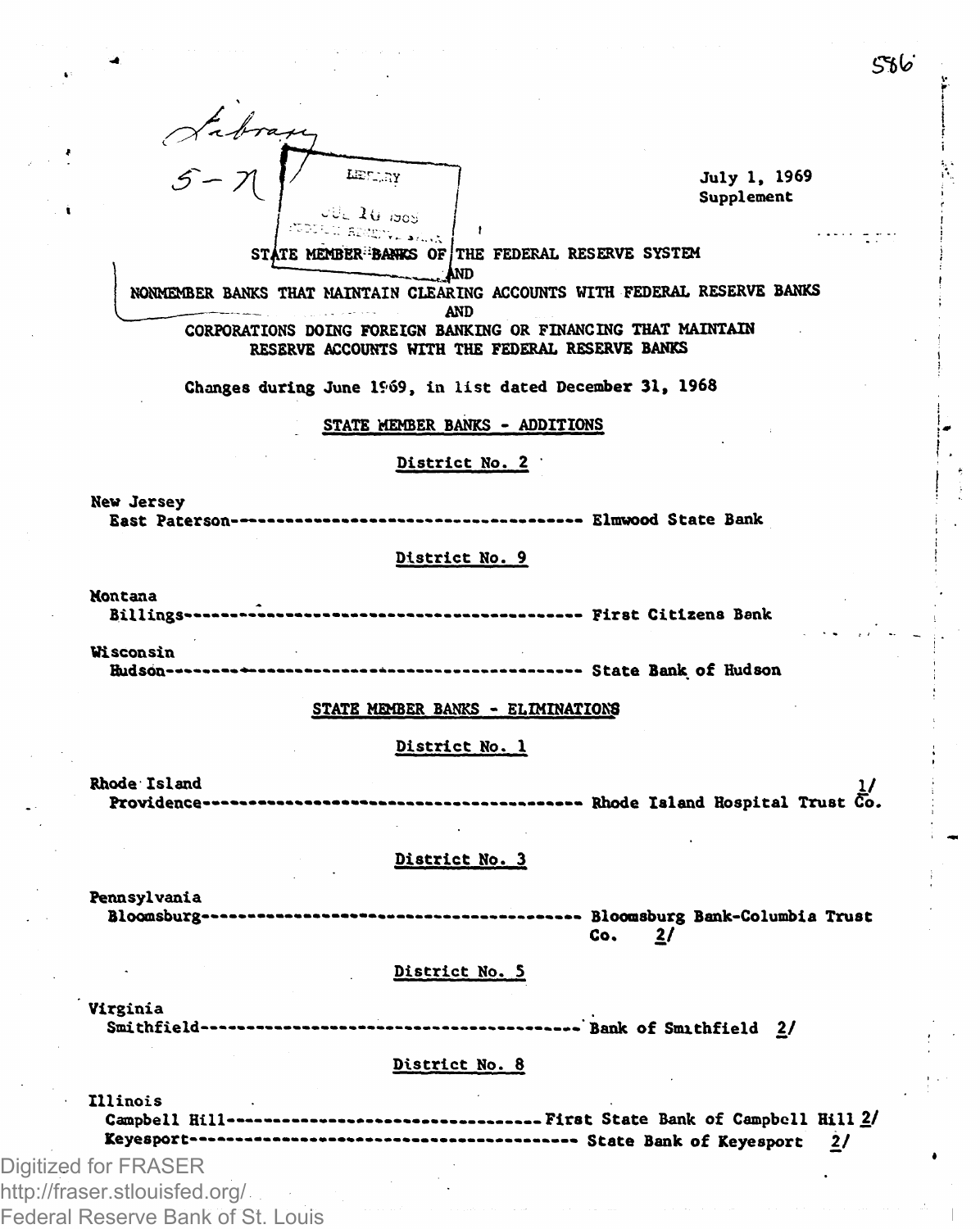July 1, 1969
Supplement

STATE MEMBER BANKS OF THE FEDERAL RESERVE SYSTEM
AND
NONMEMBER BANKS THAT MAINTAIN CLEARING ACCOUNTS WITH FEDERAL RESERVE BANKS
AND
CORPORATIONS DOING FOREIGN BANKING OR FINANCING THAT MAINTAIN RESERVE ACCOUNTS WITH THE FEDERAL RESERVE BANKS

Changes during June 1969, in list dated December 31, 1968

## STATE MEMBER BANKS - ADDITIONS

### District No. 2

New Jersey
East Paterson------------------------------------ Elmwood State Bank

### District No. 9

Montana
Billings------------------------------------------ First Citizens Bank

Wisconsin
Hudson-------------------------------------------- State Bank of Hudson

## STATE MEMBER BANKS - ELIMINATIONS

### District No. 1

Rhode Island
Providence---------------------------------------- Rhode Island Hospital Trust Co. 1/

### District No. 3

Pennsylvania
Bloomsburg---------------------------------------- Bloomsburg Bank-Columbia Trust Co. 2/

### District No. 5

Virginia
Smithfield---------------------------------------- Bank of Smithfield 2/

### District No. 8

Illinois
Campbell Hill------------------------------------ First State Bank of Campbell Hill 2/
Keyesport----------------------------------------- State Bank of Keyesport 2/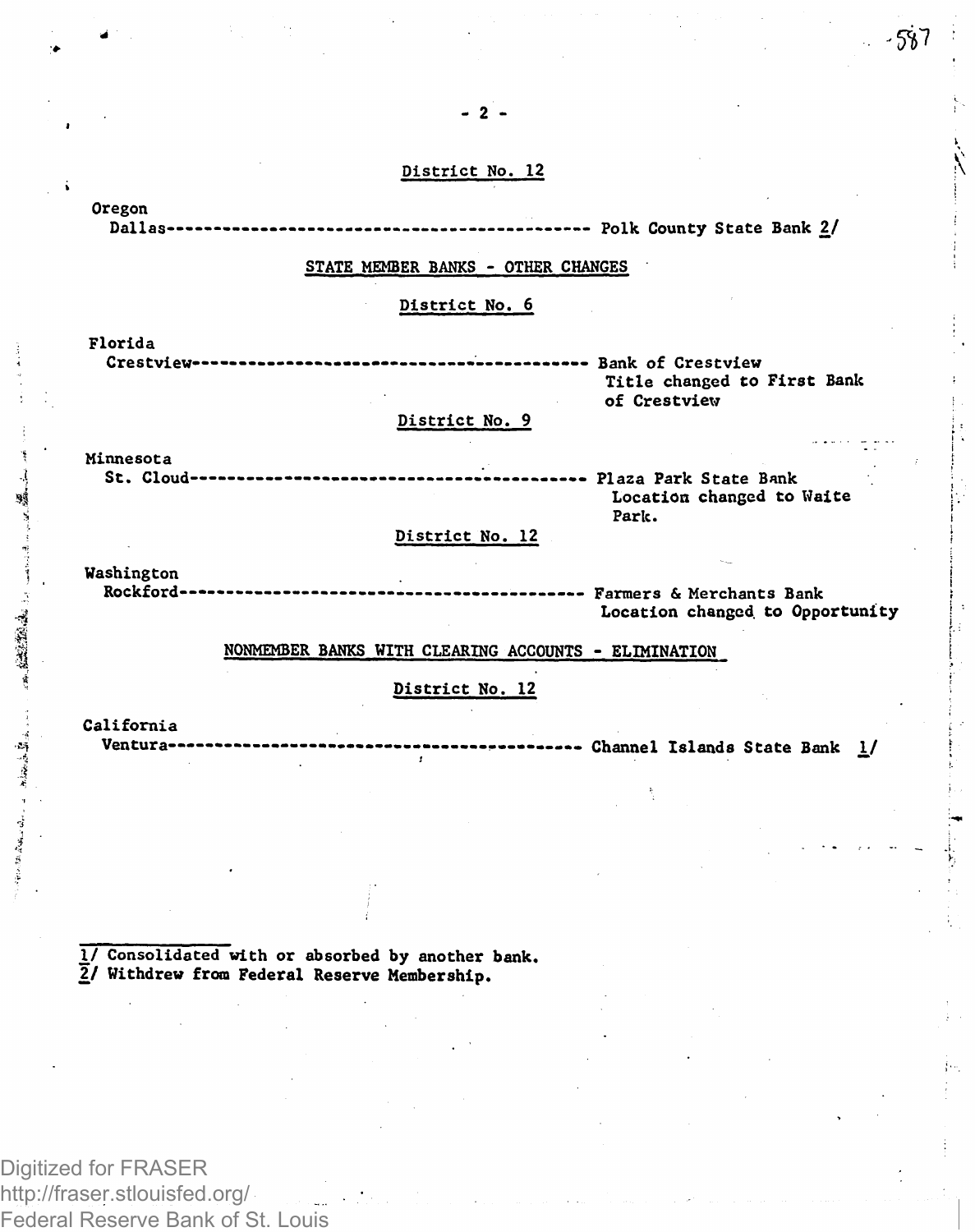District No. 12

Oregon
Dallas---------------------------------------------- Polk County State Bank 2/

STATE MEMBER BANKS - OTHER CHANGES

District No. 6

Florida
Crestview------------------------------------------- Bank of Crestview
Title changed to First Bank of Crestview

District No. 9

Minnesota
St. Cloud------------------------------------------- Plaza Park State Bank
Location changed to Waite Park.

District No. 12

Washington
Rockford-------------------------------------------- Farmers & Merchants Bank
Location changed to Opportunity

NONMEMBER BANKS WITH CLEARING ACCOUNTS - ELIMINATION

District No. 12

California
Ventura--------------------------------------------- Channel Islands State Bank 1/

1/ Consolidated with or absorbed by another bank.
2/ Withdrew from Federal Reserve Membership.

Digitized for FRASER
http://fraser.stlouisfed.org/
Federal Reserve Bank of St. Louis